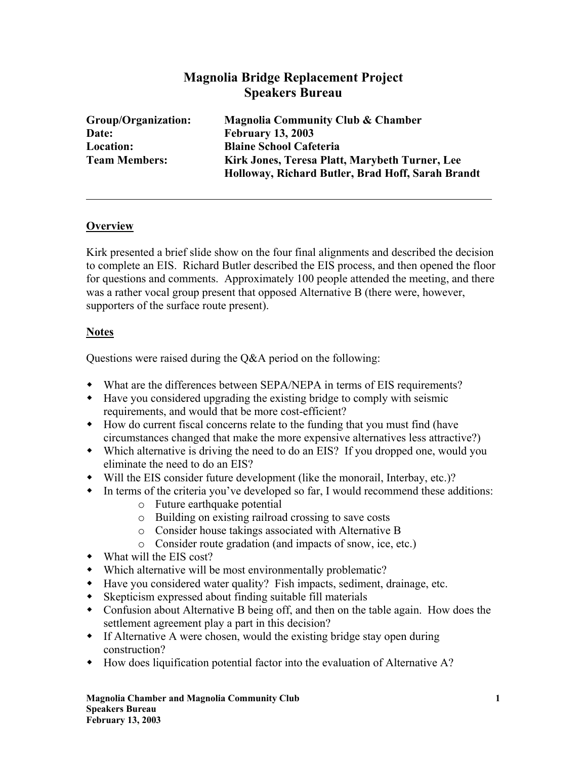# Magnolia Bridge Replacement Project
## Speakers Bureau

**Group/Organization:** **Magnolia Community Club & Chamber**
**Date:** **February 13, 2003**
**Location:** **Blaine School Cafeteria**
**Team Members:** **Kirk Jones, Teresa Platt, Marybeth Turner, Lee Holloway, Richard Butler, Brad Hoff, Sarah Brandt**

---

### Overview

Kirk presented a brief slide show on the four final alignments and described the decision to complete an EIS. Richard Butler described the EIS process, and then opened the floor for questions and comments. Approximately 100 people attended the meeting, and there was a rather vocal group present that opposed Alternative B (there were, however, supporters of the surface route present).

### Notes

Questions were raised during the Q&A period on the following:

- What are the differences between SEPA/NEPA in terms of EIS requirements?
- Have you considered upgrading the existing bridge to comply with seismic requirements, and would that be more cost-efficient?
- How do current fiscal concerns relate to the funding that you must find (have circumstances changed that make the more expensive alternatives less attractive?)
- Which alternative is driving the need to do an EIS? If you dropped one, would you eliminate the need to do an EIS?
- Will the EIS consider future development (like the monorail, Interbay, etc.)?
- In terms of the criteria you've developed so far, I would recommend these additions:
  - Future earthquake potential
  - Building on existing railroad crossing to save costs
  - Consider house takings associated with Alternative B
  - Consider route gradation (and impacts of snow, ice, etc.)
- What will the EIS cost?
- Which alternative will be most environmentally problematic?
- Have you considered water quality? Fish impacts, sediment, drainage, etc.
- Skepticism expressed about finding suitable fill materials
- Confusion about Alternative B being off, and then on the table again. How does the settlement agreement play a part in this decision?
- If Alternative A were chosen, would the existing bridge stay open during construction?
- How does liquification potential factor into the evaluation of Alternative A?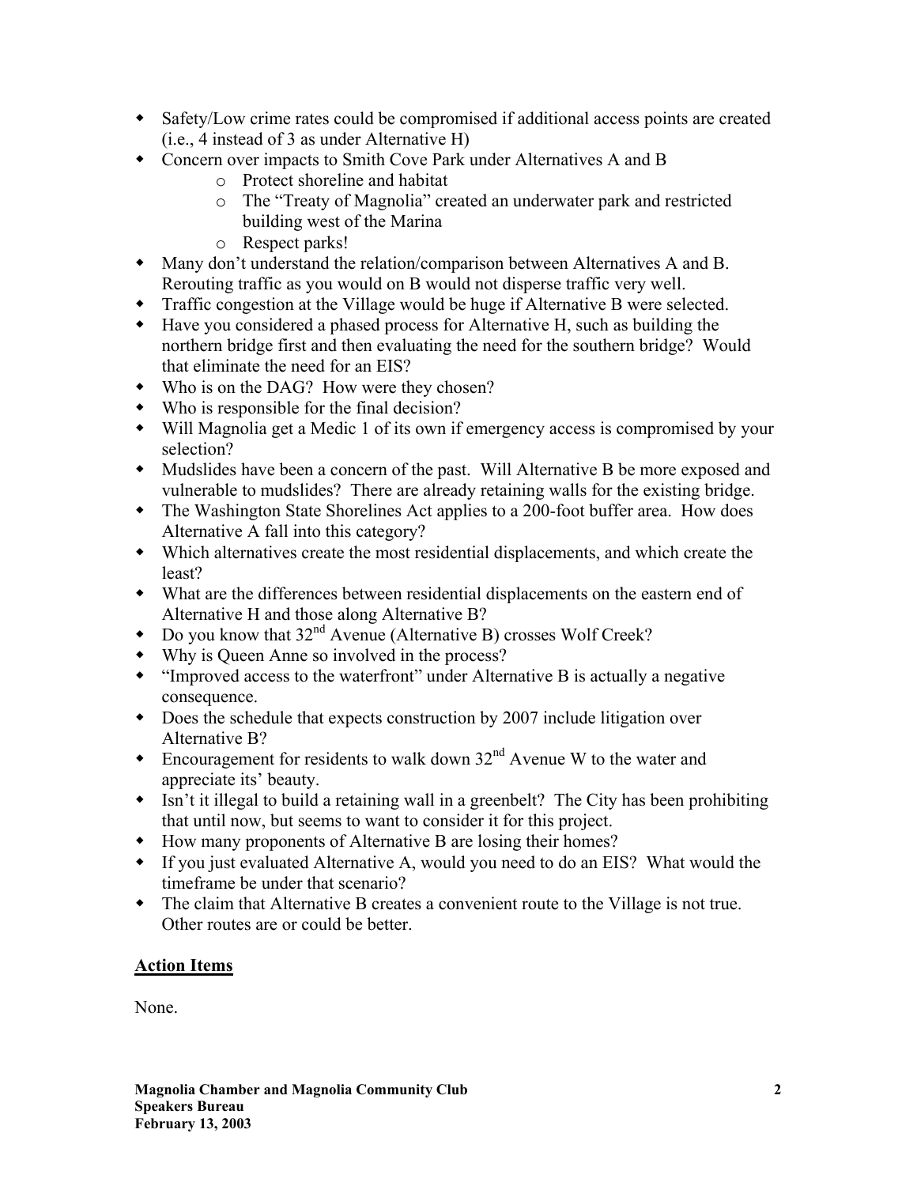- Safety/Low crime rates could be compromised if additional access points are created (i.e., 4 instead of 3 as under Alternative H)
- Concern over impacts to Smith Cove Park under Alternatives A and B
  - Protect shoreline and habitat
  - The "Treaty of Magnolia" created an underwater park and restricted building west of the Marina
  - Respect parks!
- Many don't understand the relation/comparison between Alternatives A and B. Rerouting traffic as you would on B would not disperse traffic very well.
- Traffic congestion at the Village would be huge if Alternative B were selected.
- Have you considered a phased process for Alternative H, such as building the northern bridge first and then evaluating the need for the southern bridge? Would that eliminate the need for an EIS?
- Who is on the DAG? How were they chosen?
- Who is responsible for the final decision?
- Will Magnolia get a Medic 1 of its own if emergency access is compromised by your selection?
- Mudslides have been a concern of the past. Will Alternative B be more exposed and vulnerable to mudslides? There are already retaining walls for the existing bridge.
- The Washington State Shorelines Act applies to a 200-foot buffer area. How does Alternative A fall into this category?
- Which alternatives create the most residential displacements, and which create the least?
- What are the differences between residential displacements on the eastern end of Alternative H and those along Alternative B?
- Do you know that 32nd Avenue (Alternative B) crosses Wolf Creek?
- Why is Queen Anne so involved in the process?
- "Improved access to the waterfront" under Alternative B is actually a negative consequence.
- Does the schedule that expects construction by 2007 include litigation over Alternative B?
- Encouragement for residents to walk down 32nd Avenue W to the water and appreciate its' beauty.
- Isn't it illegal to build a retaining wall in a greenbelt? The City has been prohibiting that until now, but seems to want to consider it for this project.
- How many proponents of Alternative B are losing their homes?
- If you just evaluated Alternative A, would you need to do an EIS? What would the timeframe be under that scenario?
- The claim that Alternative B creates a convenient route to the Village is not true. Other routes are or could be better.

## Action Items

None.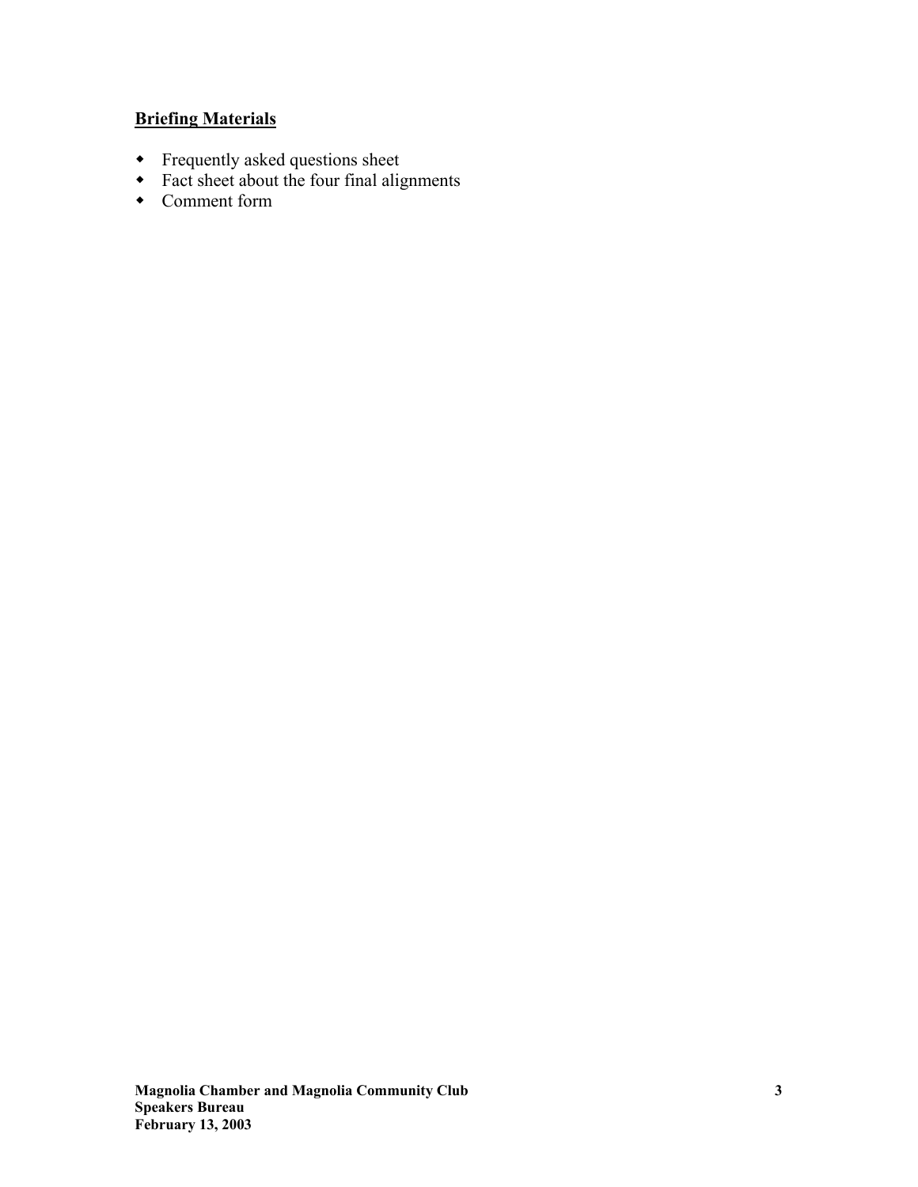**Briefing Materials**

- Frequently asked questions sheet
- Fact sheet about the four final alignments
- Comment form